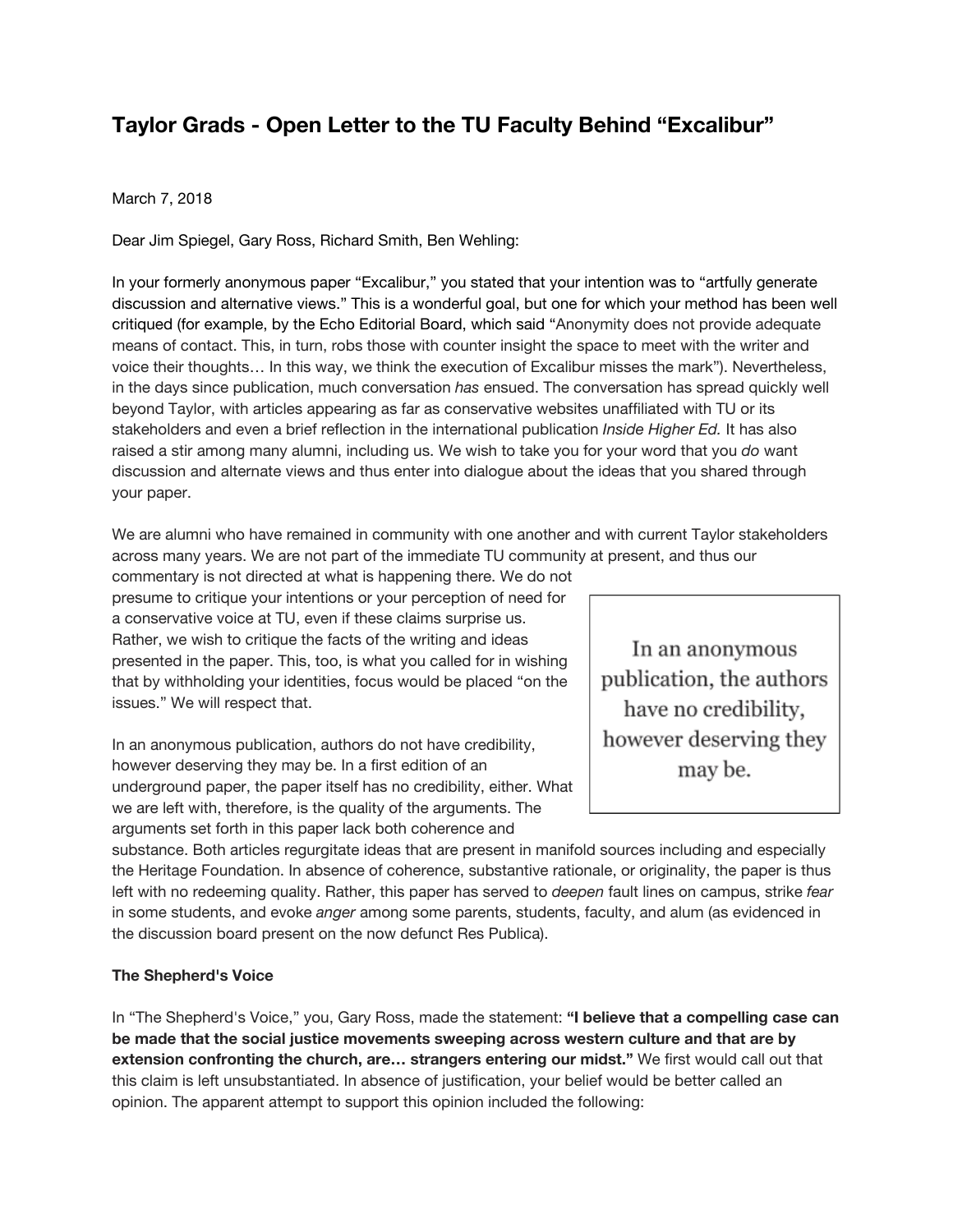# Taylor Grads - Open Letter to the TU Faculty Behind "Excalibur"

March 7, 2018

Dear Jim Spiegel, Gary Ross, Richard Smith, Ben Wehling:

In your formerly anonymous paper "Excalibur," you stated that your intention was to "artfully generate discussion and alternative views." This is a wonderful goal, but one for which your method has been well critiqued (for example, by the Echo Editorial Board, which said "Anonymity does not provide adequate means of contact. This, in turn, robs those with counter insight the space to meet with the writer and voice their thoughts… In this way, we think the execution of Excalibur misses the mark"). Nevertheless, in the days since publication, much conversation *has* ensued. The conversation has spread quickly well beyond Taylor, with articles appearing as far as conservative websites unaffiliated with TU or its stakeholders and even a brief reflection in the international publication *Inside Higher Ed.* It has also raised a stir among many alumni, including us. We wish to take you for your word that you *do* want discussion and alternate views and thus enter into dialogue about the ideas that you shared through your paper.

We are alumni who have remained in community with one another and with current Taylor stakeholders across many years. We are not part of the immediate TU community at present, and thus our commentary is not directed at what is happening there. We do not presume to critique your intentions or your perception of need for a conservative voice at TU, even if these claims surprise us. Rather, we wish to critique the facts of the writing and ideas presented in the paper. This, too, is what you called for in wishing that by withholding your identities, focus would be placed "on the issues." We will respect that.

> In an anonymous publication, the authors have no credibility, however deserving they may be.

In an anonymous publication, authors do not have credibility, however deserving they may be. In a first edition of an underground paper, the paper itself has no credibility, either. What we are left with, therefore, is the quality of the arguments. The arguments set forth in this paper lack both coherence and substance. Both articles regurgitate ideas that are present in manifold sources including and especially the Heritage Foundation. In absence of coherence, substantive rationale, or originality, the paper is thus left with no redeeming quality. Rather, this paper has served to *deepen* fault lines on campus, strike *fear* in some students, and evoke *anger* among some parents, students, faculty, and alum (as evidenced in the discussion board present on the now defunct Res Publica).

**The Shepherd's Voice**

In "The Shepherd's Voice," you, Gary Ross, made the statement: **"I believe that a compelling case can be made that the social justice movements sweeping across western culture and that are by extension confronting the church, are… strangers entering our midst."** We first would call out that this claim is left unsubstantiated. In absence of justification, your belief would be better called an opinion. The apparent attempt to support this opinion included the following: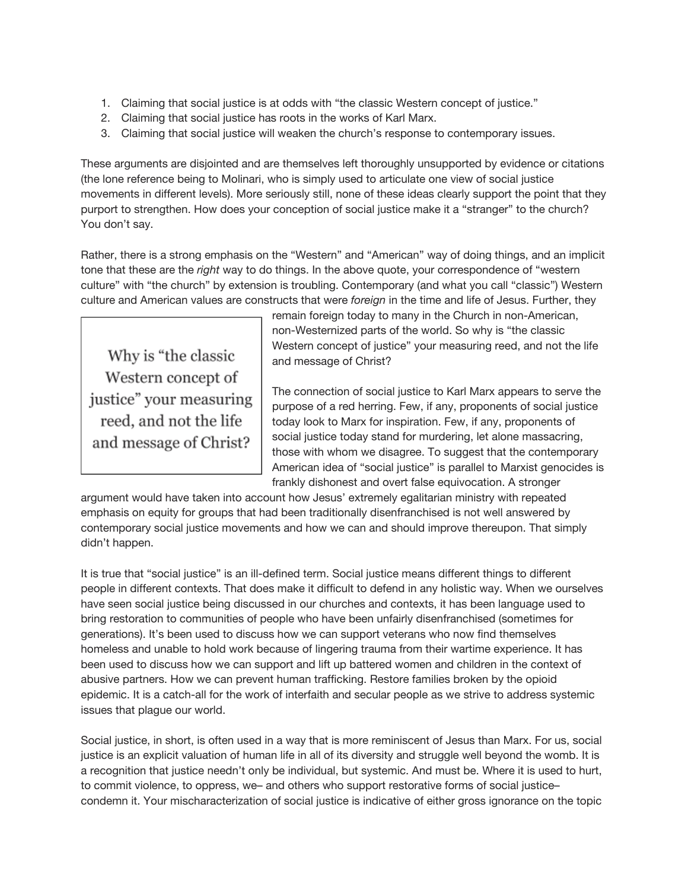1. Claiming that social justice is at odds with "the classic Western concept of justice."
2. Claiming that social justice has roots in the works of Karl Marx.
3. Claiming that social justice will weaken the church's response to contemporary issues.

These arguments are disjointed and are themselves left thoroughly unsupported by evidence or citations (the lone reference being to Molinari, who is simply used to articulate one view of social justice movements in different levels). More seriously still, none of these ideas clearly support the point that they purport to strengthen. How does your conception of social justice make it a "stranger" to the church? You don't say.

Rather, there is a strong emphasis on the "Western" and "American" way of doing things, and an implicit tone that these are the *right* way to do things. In the above quote, your correspondence of "western culture" with "the church" by extension is troubling. Contemporary (and what you call "classic") Western culture and American values are constructs that were *foreign* in the time and life of Jesus. Further, they remain foreign today to many in the Church in non-American, non-Westernized parts of the world. So why is "the classic Western concept of justice" your measuring reed, and not the life and message of Christ?

> Why is "the classic Western concept of justice" your measuring reed, and not the life and message of Christ?

The connection of social justice to Karl Marx appears to serve the purpose of a red herring. Few, if any, proponents of social justice today look to Marx for inspiration. Few, if any, proponents of social justice today stand for murdering, let alone massacring, those with whom we disagree. To suggest that the contemporary American idea of "social justice" is parallel to Marxist genocides is frankly dishonest and overt false equivocation. A stronger argument would have taken into account how Jesus' extremely egalitarian ministry with repeated emphasis on equity for groups that had been traditionally disenfranchised is not well answered by contemporary social justice movements and how we can and should improve thereupon. That simply didn't happen.

It is true that "social justice" is an ill-defined term. Social justice means different things to different people in different contexts. That does make it difficult to defend in any holistic way. When we ourselves have seen social justice being discussed in our churches and contexts, it has been language used to bring restoration to communities of people who have been unfairly disenfranchised (sometimes for generations). It's been used to discuss how we can support veterans who now find themselves homeless and unable to hold work because of lingering trauma from their wartime experience. It has been used to discuss how we can support and lift up battered women and children in the context of abusive partners. How we can prevent human trafficking. Restore families broken by the opioid epidemic. It is a catch-all for the work of interfaith and secular people as we strive to address systemic issues that plague our world.

Social justice, in short, is often used in a way that is more reminiscent of Jesus than Marx. For us, social justice is an explicit valuation of human life in all of its diversity and struggle well beyond the womb. It is a recognition that justice needn't only be individual, but systemic. And must be. Where it is used to hurt, to commit violence, to oppress, we– and others who support restorative forms of social justice– condemn it. Your mischaracterization of social justice is indicative of either gross ignorance on the topic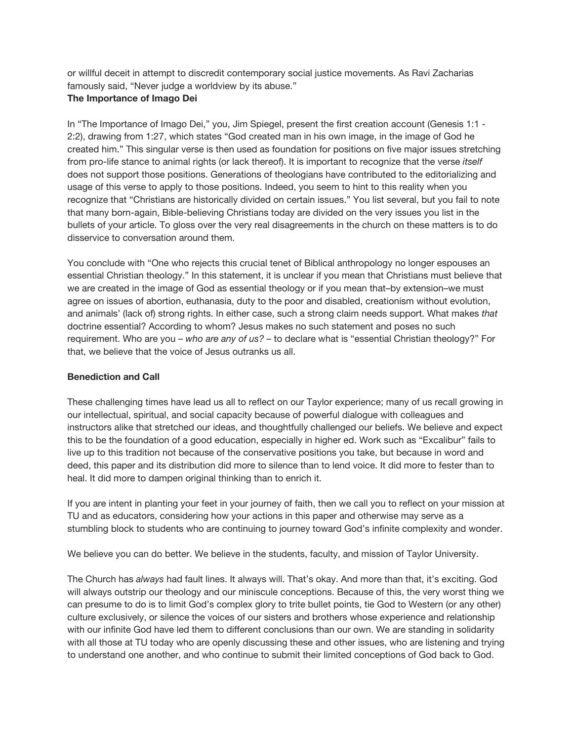or willful deceit in attempt to discredit contemporary social justice movements. As Ravi Zacharias famously said, "Never judge a worldview by its abuse."

**The Importance of Imago Dei**

In "The Importance of Imago Dei," you, Jim Spiegel, present the first creation account (Genesis 1:1 - 2:2), drawing from 1:27, which states "God created man in his own image, in the image of God he created him." This singular verse is then used as foundation for positions on five major issues stretching from pro-life stance to animal rights (or lack thereof). It is important to recognize that the verse *itself* does not support those positions. Generations of theologians have contributed to the editorializing and usage of this verse to apply to those positions. Indeed, you seem to hint to this reality when you recognize that "Christians are historically divided on certain issues." You list several, but you fail to note that many born-again, Bible-believing Christians today are divided on the very issues you list in the bullets of your article. To gloss over the very real disagreements in the church on these matters is to do disservice to conversation around them.

You conclude with "One who rejects this crucial tenet of Biblical anthropology no longer espouses an essential Christian theology." In this statement, it is unclear if you mean that Christians must believe that we are created in the image of God as essential theology or if you mean that–by extension–we must agree on issues of abortion, euthanasia, duty to the poor and disabled, creationism without evolution, and animals' (lack of) strong rights. In either case, such a strong claim needs support. What makes *that* doctrine essential? According to whom? Jesus makes no such statement and poses no such requirement. Who are you – *who are any of us?* – to declare what is "essential Christian theology?" For that, we believe that the voice of Jesus outranks us all.

**Benediction and Call**

These challenging times have lead us all to reflect on our Taylor experience; many of us recall growing in our intellectual, spiritual, and social capacity because of powerful dialogue with colleagues and instructors alike that stretched our ideas, and thoughtfully challenged our beliefs. We believe and expect this to be the foundation of a good education, especially in higher ed. Work such as "Excalibur" fails to live up to this tradition not because of the conservative positions you take, but because in word and deed, this paper and its distribution did more to silence than to lend voice. It did more to fester than to heal. It did more to dampen original thinking than to enrich it.

If you are intent in planting your feet in your journey of faith, then we call you to reflect on your mission at TU and as educators, considering how your actions in this paper and otherwise may serve as a stumbling block to students who are continuing to journey toward God's infinite complexity and wonder.

We believe you can do better. We believe in the students, faculty, and mission of Taylor University.

The Church has *always* had fault lines. It always will. That's okay. And more than that, it's exciting. God will always outstrip our theology and our miniscule conceptions. Because of this, the very worst thing we can presume to do is to limit God's complex glory to trite bullet points, tie God to Western (or any other) culture exclusively, or silence the voices of our sisters and brothers whose experience and relationship with our infinite God have led them to different conclusions than our own. We are standing in solidarity with all those at TU today who are openly discussing these and other issues, who are listening and trying to understand one another, and who continue to submit their limited conceptions of God back to God.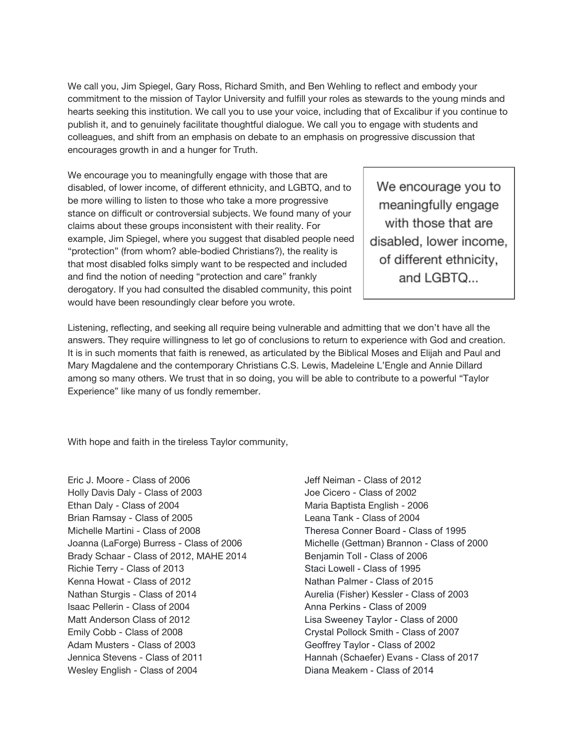We call you, Jim Spiegel, Gary Ross, Richard Smith, and Ben Wehling to reflect and embody your commitment to the mission of Taylor University and fulfill your roles as stewards to the young minds and hearts seeking this institution. We call you to use your voice, including that of Excalibur if you continue to publish it, and to genuinely facilitate thoughtful dialogue. We call you to engage with students and colleagues, and shift from an emphasis on debate to an emphasis on progressive discussion that encourages growth in and a hunger for Truth.

We encourage you to meaningfully engage with those that are disabled, of lower income, of different ethnicity, and LGBTQ, and to be more willing to listen to those who take a more progressive stance on difficult or controversial subjects. We found many of your claims about these groups inconsistent with their reality. For example, Jim Spiegel, where you suggest that disabled people need "protection" (from whom? able-bodied Christians?), the reality is that most disabled folks simply want to be respected and included and find the notion of needing "protection and care" frankly derogatory. If you had consulted the disabled community, this point would have been resoundingly clear before you wrote.

> We encourage you to meaningfully engage with those that are disabled, lower income, of different ethnicity, and LGBTQ...

Listening, reflecting, and seeking all require being vulnerable and admitting that we don't have all the answers. They require willingness to let go of conclusions to return to experience with God and creation. It is in such moments that faith is renewed, as articulated by the Biblical Moses and Elijah and Paul and Mary Magdalene and the contemporary Christians C.S. Lewis, Madeleine L'Engle and Annie Dillard among so many others. We trust that in so doing, you will be able to contribute to a powerful "Taylor Experience" like many of us fondly remember.

With hope and faith in the tireless Taylor community,

Eric J. Moore - Class of 2006
Holly Davis Daly - Class of 2003
Ethan Daly - Class of 2004
Brian Ramsay - Class of 2005
Michelle Martini - Class of 2008
Joanna (LaForge) Burress - Class of 2006
Brady Schaar - Class of 2012, MAHE 2014
Richie Terry - Class of 2013
Kenna Howat - Class of 2012
Nathan Sturgis - Class of 2014
Isaac Pellerin - Class of 2004
Matt Anderson Class of 2012
Emily Cobb - Class of 2008
Adam Musters - Class of 2003
Jennica Stevens - Class of 2011
Wesley English - Class of 2004
Jeff Neiman - Class of 2012
Joe Cicero - Class of 2002
Maria Baptista English - 2006
Leana Tank - Class of 2004
Theresa Conner Board - Class of 1995
Michelle (Gettman) Brannon - Class of 2000
Benjamin Toll - Class of 2006
Staci Lowell - Class of 1995
Nathan Palmer - Class of 2015
Aurelia (Fisher) Kessler - Class of 2003
Anna Perkins - Class of 2009
Lisa Sweeney Taylor - Class of 2000
Crystal Pollock Smith - Class of 2007
Geoffrey Taylor - Class of 2002
Hannah (Schaefer) Evans - Class of 2017
Diana Meakem - Class of 2014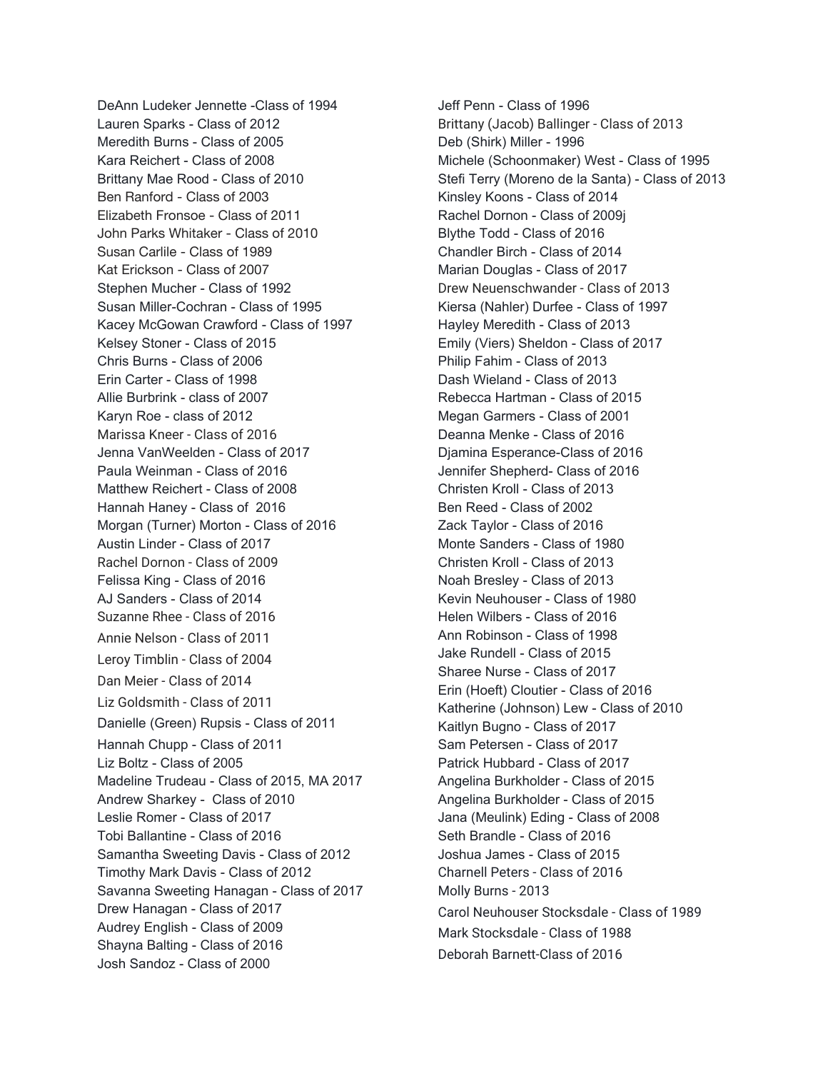DeAnn Ludeker Jennette -Class of 1994
Lauren Sparks - Class of 2012
Meredith Burns - Class of 2005
Kara Reichert - Class of 2008
Brittany Mae Rood - Class of 2010
Ben Ranford - Class of 2003
Elizabeth Fronsoe - Class of 2011
John Parks Whitaker - Class of 2010
Susan Carlile - Class of 1989
Kat Erickson - Class of 2007
Stephen Mucher - Class of 1992
Susan Miller-Cochran - Class of 1995
Kacey McGowan Crawford - Class of 1997
Kelsey Stoner - Class of 2015
Chris Burns - Class of 2006
Erin Carter - Class of 1998
Allie Burbrink - class of 2007
Karyn Roe - class of 2012
Marissa Kneer - Class of 2016
Jenna VanWeelden - Class of 2017
Paula Weinman - Class of 2016
Matthew Reichert - Class of 2008
Hannah Haney - Class of 2016
Morgan (Turner) Morton - Class of 2016
Austin Linder - Class of 2017
Rachel Dornon - Class of 2009
Felissa King - Class of 2016
AJ Sanders - Class of 2014
Suzanne Rhee - Class of 2016
Annie Nelson - Class of 2011
Leroy Timblin - Class of 2004
Dan Meier - Class of 2014
Liz Goldsmith - Class of 2011
Danielle (Green) Rupsis - Class of 2011
Hannah Chupp - Class of 2011
Liz Boltz - Class of 2005
Madeline Trudeau - Class of 2015, MA 2017
Andrew Sharkey - Class of 2010
Leslie Romer - Class of 2017
Tobi Ballantine - Class of 2016
Samantha Sweeting Davis - Class of 2012
Timothy Mark Davis - Class of 2012
Savanna Sweeting Hanagan - Class of 2017
Drew Hanagan - Class of 2017
Audrey English - Class of 2009
Shayna Balting - Class of 2016
Josh Sandoz - Class of 2000
Jeff Penn - Class of 1996
Brittany (Jacob) Ballinger - Class of 2013
Deb (Shirk) Miller - 1996
Michele (Schoonmaker) West - Class of 1995
Stefi Terry (Moreno de la Santa) - Class of 2013
Kinsley Koons - Class of 2014
Rachel Dornon - Class of 2009j
Blythe Todd - Class of 2016
Chandler Birch - Class of 2014
Marian Douglas - Class of 2017
Drew Neuenschwander - Class of 2013
Kiersa (Nahler) Durfee - Class of 1997
Hayley Meredith - Class of 2013
Emily (Viers) Sheldon - Class of 2017
Philip Fahim - Class of 2013
Dash Wieland - Class of 2013
Rebecca Hartman - Class of 2015
Megan Garmers - Class of 2001
Deanna Menke - Class of 2016
Djamina Esperance-Class of 2016
Jennifer Shepherd- Class of 2016
Christen Kroll - Class of 2013
Ben Reed - Class of 2002
Zack Taylor - Class of 2016
Monte Sanders - Class of 1980
Christen Kroll - Class of 2013
Noah Bresley - Class of 2013
Kevin Neuhouser - Class of 1980
Helen Wilbers - Class of 2016
Ann Robinson - Class of 1998
Jake Rundell - Class of 2015
Sharee Nurse - Class of 2017
Erin (Hoeft) Cloutier - Class of 2016
Katherine (Johnson) Lew - Class of 2010
Kaitlyn Bugno - Class of 2017
Sam Petersen - Class of 2017
Patrick Hubbard - Class of 2017
Angelina Burkholder - Class of 2015
Angelina Burkholder - Class of 2015
Jana (Meulink) Eding - Class of 2008
Seth Brandle - Class of 2016
Joshua James - Class of 2015
Charnell Peters - Class of 2016
Molly Burns - 2013
Carol Neuhouser Stocksdale - Class of 1989
Mark Stocksdale - Class of 1988
Deborah Barnett-Class of 2016